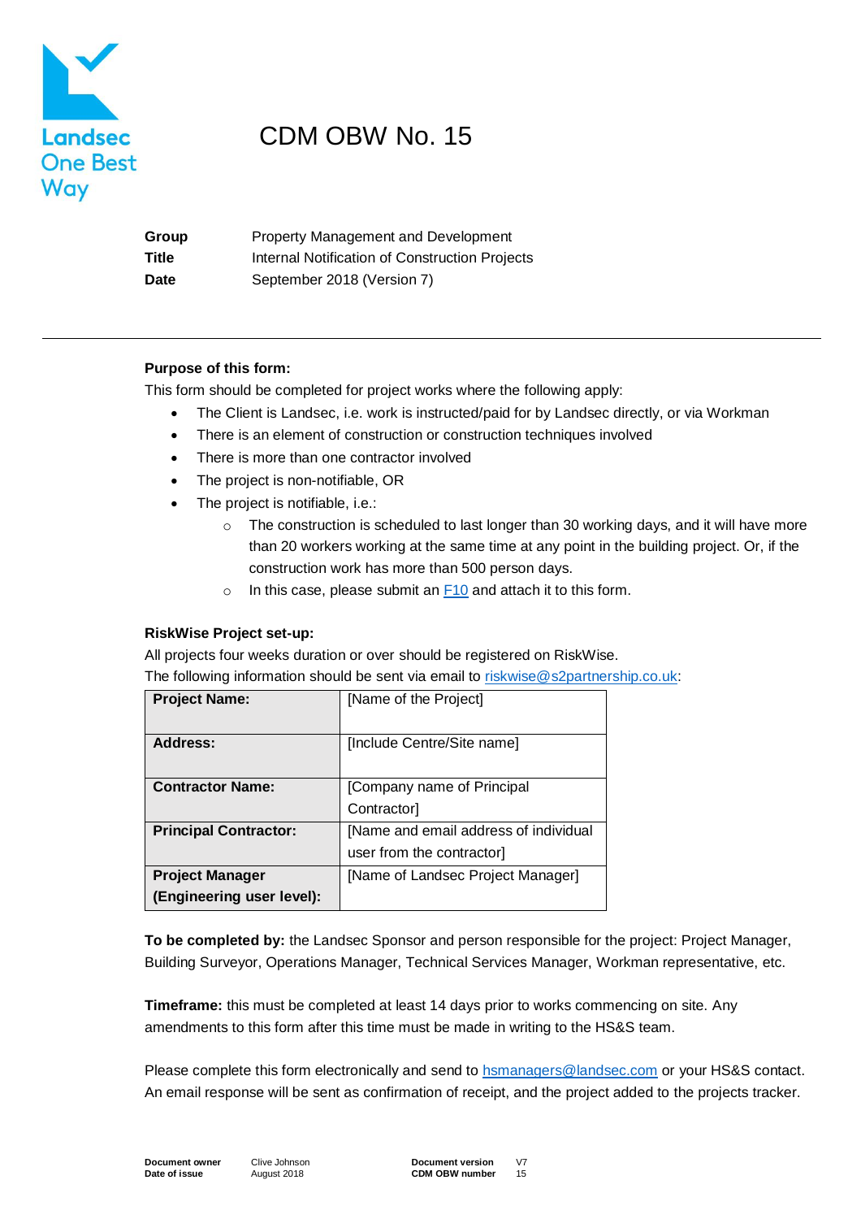Landsec One Best Way

# CDM OBW No. 15

| | |
|---|---|
| **Group** | Property Management and Development |
| **Title** | Internal Notification of Construction Projects |
| **Date** | September 2018 (Version 7) |

---

**Purpose of this form:**

This form should be completed for project works where the following apply:

- The Client is Landsec, i.e. work is instructed/paid for by Landsec directly, or via Workman
- There is an element of construction or construction techniques involved
- There is more than one contractor involved
- The project is non-notifiable, OR
- The project is notifiable, i.e.:
  - The construction is scheduled to last longer than 30 working days, and it will have more than 20 workers working at the same time at any point in the building project. Or, if the construction work has more than 500 person days.
  - In this case, please submit an F10 and attach it to this form.

**RiskWise Project set-up:**

All projects four weeks duration or over should be registered on RiskWise.
The following information should be sent via email to riskwise@s2partnership.co.uk:

| | |
|---|---|
| **Project Name:** | [Name of the Project] |
| **Address:** | [Include Centre/Site name] |
| **Contractor Name:** | [Company name of Principal Contractor] |
| **Principal Contractor:** | [Name and email address of individual user from the contractor] |
| **Project Manager (Engineering user level):** | [Name of Landsec Project Manager] |

**To be completed by:** the Landsec Sponsor and person responsible for the project: Project Manager, Building Surveyor, Operations Manager, Technical Services Manager, Workman representative, etc.

**Timeframe:** this must be completed at least 14 days prior to works commencing on site. Any amendments to this form after this time must be made in writing to the HS&S team.

Please complete this form electronically and send to hsmanagers@landsec.com or your HS&S contact. An email response will be sent as confirmation of receipt, and the project added to the projects tracker.

| | | | |
|---|---|---|---|
| **Document owner** | Clive Johnson | **Document version** | V7 |
| **Date of issue** | August 2018 | **CDM OBW number** | 15 |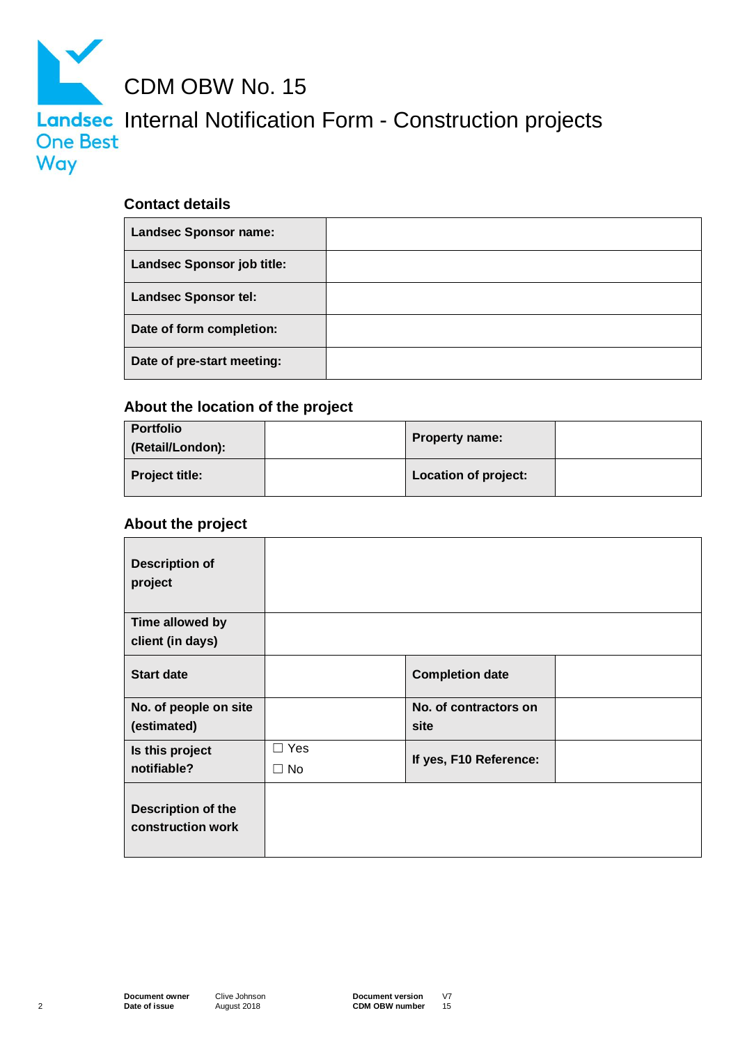Landsec One Best Way

# CDM OBW No. 15

# Internal Notification Form - Construction projects

### Contact details

| Landsec Sponsor name: | |
|---|---|
| Landsec Sponsor job title: | |
| Landsec Sponsor tel: | |
| Date of form completion: | |
| Date of pre-start meeting: | |

### About the location of the project

| Portfolio (Retail/London): | | Property name: | |
|---|---|---|---|
| Project title: | | Location of project: | |

### About the project

| Description of project | | | |
|---|---|---|---|
| Time allowed by client (in days) | | | |
| Start date | | Completion date | |
| No. of people on site (estimated) | | No. of contractors on site | |
| Is this project notifiable? | ☐ Yes ☐ No | If yes, F10 Reference: | |
| Description of the construction work | | | |

| Document owner | Clive Johnson | Document version | V7 |
|---|---|---|---|
| Date of issue | August 2018 | CDM OBW number | 15 |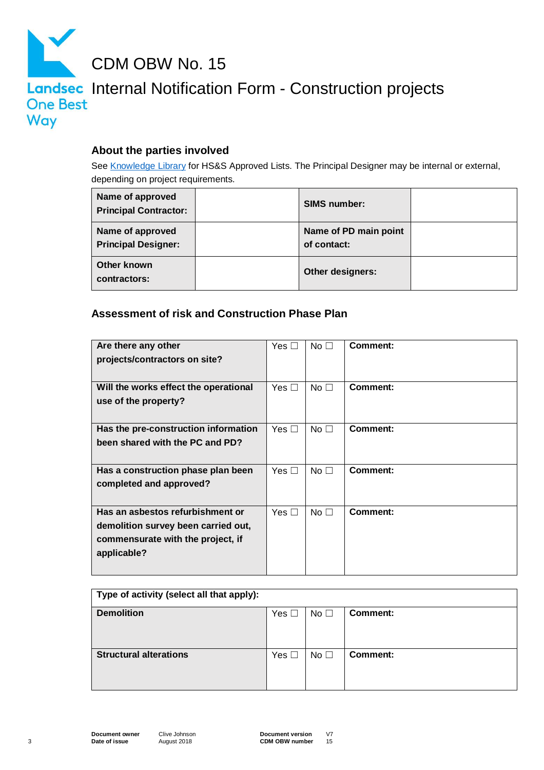# CDM OBW No. 15

# Internal Notification Form - Construction projects

## About the parties involved

See [Knowledge Library]() for HS&S Approved Lists. The Principal Designer may be internal or external, depending on project requirements.

| **Name of approved Principal Contractor:** | | **SIMS number:** | |
|---|---|---|---|
| **Name of approved Principal Designer:** | | **Name of PD main point of contact:** | |
| **Other known contractors:** | | **Other designers:** | |

## Assessment of risk and Construction Phase Plan

| | | | |
|---|---|---|---|
| **Are there any other projects/contractors on site?** | Yes ☐ | No ☐ | **Comment:** |
| **Will the works effect the operational use of the property?** | Yes ☐ | No ☐ | **Comment:** |
| **Has the pre-construction information been shared with the PC and PD?** | Yes ☐ | No ☐ | **Comment:** |
| **Has a construction phase plan been completed and approved?** | Yes ☐ | No ☐ | **Comment:** |
| **Has an asbestos refurbishment or demolition survey been carried out, commensurate with the project, if applicable?** | Yes ☐ | No ☐ | **Comment:** |

| **Type of activity (select all that apply):** | | | |
|---|---|---|---|
| **Demolition** | Yes ☐ | No ☐ | **Comment:** |
| **Structural alterations** | Yes ☐ | No ☐ | **Comment:** |

| **Document owner** | Clive Johnson | **Document version** | V7 |
|---|---|---|---|
| **Date of issue** | August 2018 | **CDM OBW number** | 15 |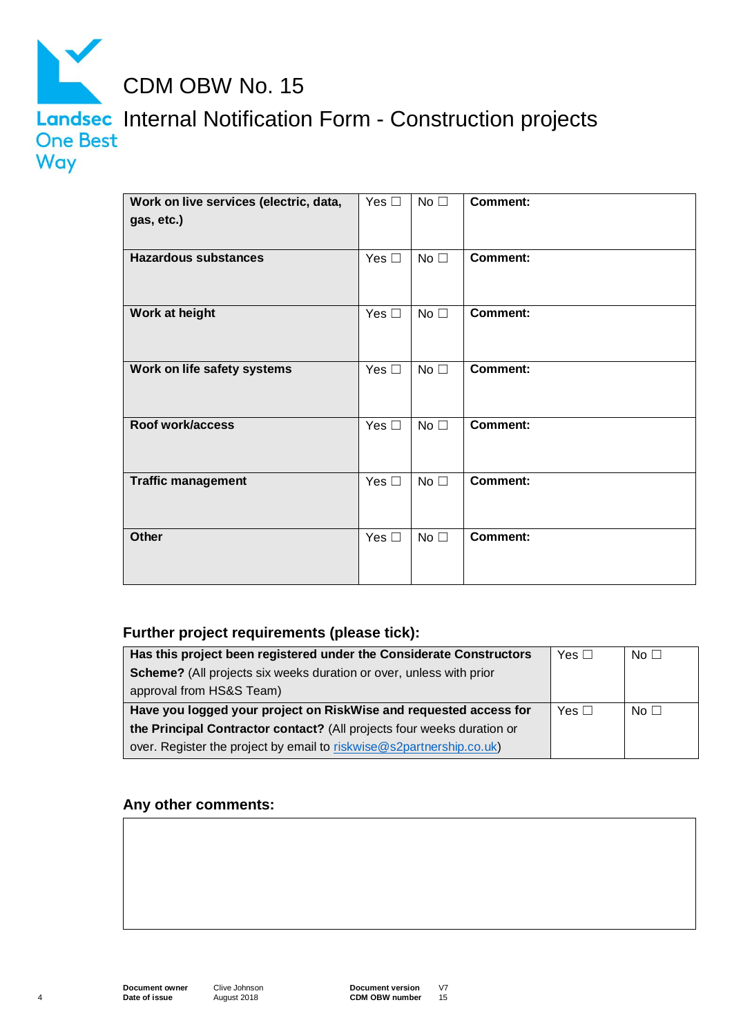# CDM OBW No. 15

## Internal Notification Form - Construction projects

| | | | |
|---|---|---|---|
| **Work on live services (electric, data, gas, etc.)** | Yes ☐ | No ☐ | **Comment:** |
| **Hazardous substances** | Yes ☐ | No ☐ | **Comment:** |
| **Work at height** | Yes ☐ | No ☐ | **Comment:** |
| **Work on life safety systems** | Yes ☐ | No ☐ | **Comment:** |
| **Roof work/access** | Yes ☐ | No ☐ | **Comment:** |
| **Traffic management** | Yes ☐ | No ☐ | **Comment:** |
| **Other** | Yes ☐ | No ☐ | **Comment:** |

### Further project requirements (please tick):

| | | |
|---|---|---|
| **Has this project been registered under the Considerate Constructors Scheme?** (All projects six weeks duration or over, unless with prior approval from HS&S Team) | Yes ☐ | No ☐ |
| **Have you logged your project on RiskWise and requested access for the Principal Contractor contact?** (All projects four weeks duration or over. Register the project by email to riskwise@s2partnership.co.uk) | Yes ☐ | No ☐ |

### Any other comments:

| |
|---|
| |

**Document owner** Clive Johnson
**Date of issue** August 2018
**Document version** V7
**CDM OBW number** 15